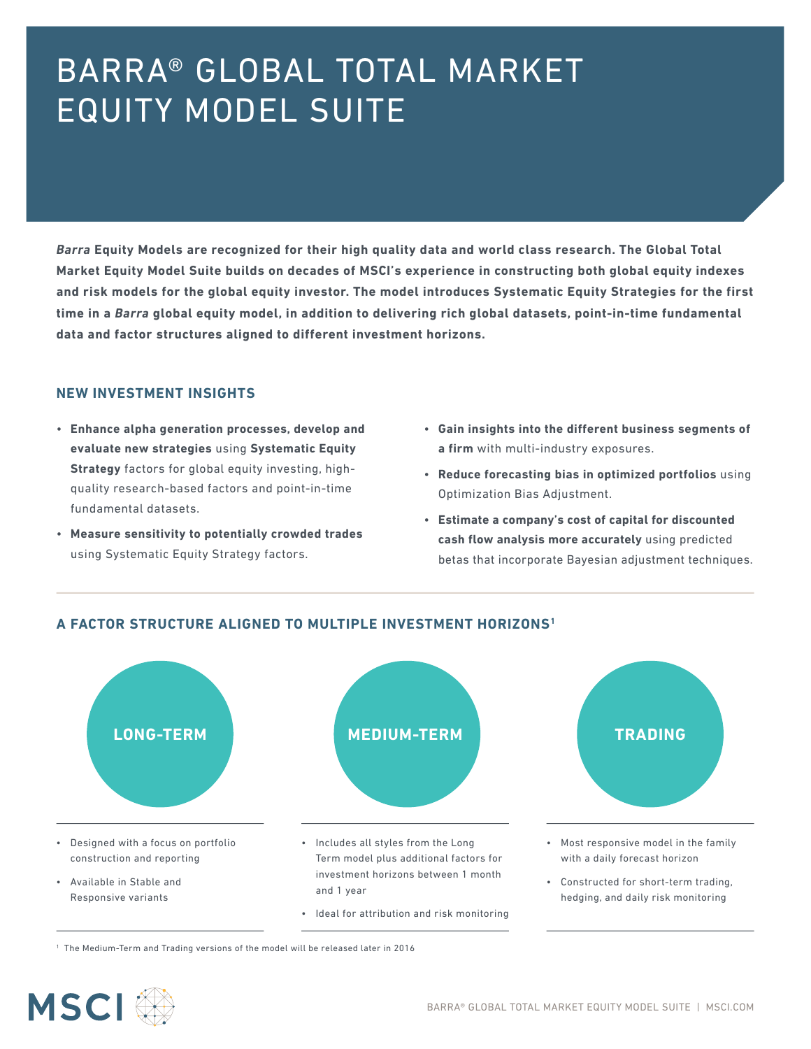# BARRA® GLOBAL TOTAL MARKET EQUITY MODEL SUITE

***Barra* Equity Models are recognized for their high quality data and world class research. The Global Total Market Equity Model Suite builds on decades of MSCI's experience in constructing both global equity indexes and risk models for the global equity investor. The model introduces Systematic Equity Strategies for the first time in a *Barra* global equity model, in addition to delivering rich global datasets, point-in-time fundamental data and factor structures aligned to different investment horizons.**

## NEW INVESTMENT INSIGHTS

- **Enhance alpha generation processes, develop and evaluate new strategies** using **Systematic Equity Strategy** factors for global equity investing, high-quality research-based factors and point-in-time fundamental datasets.
- **Measure sensitivity to potentially crowded trades** using Systematic Equity Strategy factors.
- **Gain insights into the different business segments of a firm** with multi-industry exposures.
- **Reduce forecasting bias in optimized portfolios** using Optimization Bias Adjustment.
- **Estimate a company's cost of capital for discounted cash flow analysis more accurately** using predicted betas that incorporate Bayesian adjustment techniques.

## A FACTOR STRUCTURE ALIGNED TO MULTIPLE INVESTMENT HORIZONS[1]

### LONG-TERM

- Designed with a focus on portfolio construction and reporting
- Available in Stable and Responsive variants

### MEDIUM-TERM

- Includes all styles from the Long Term model plus additional factors for investment horizons between 1 month and 1 year
- Ideal for attribution and risk monitoring

### TRADING

- Most responsive model in the family with a daily forecast horizon
- Constructed for short-term trading, hedging, and daily risk monitoring

[1] The Medium-Term and Trading versions of the model will be released later in 2016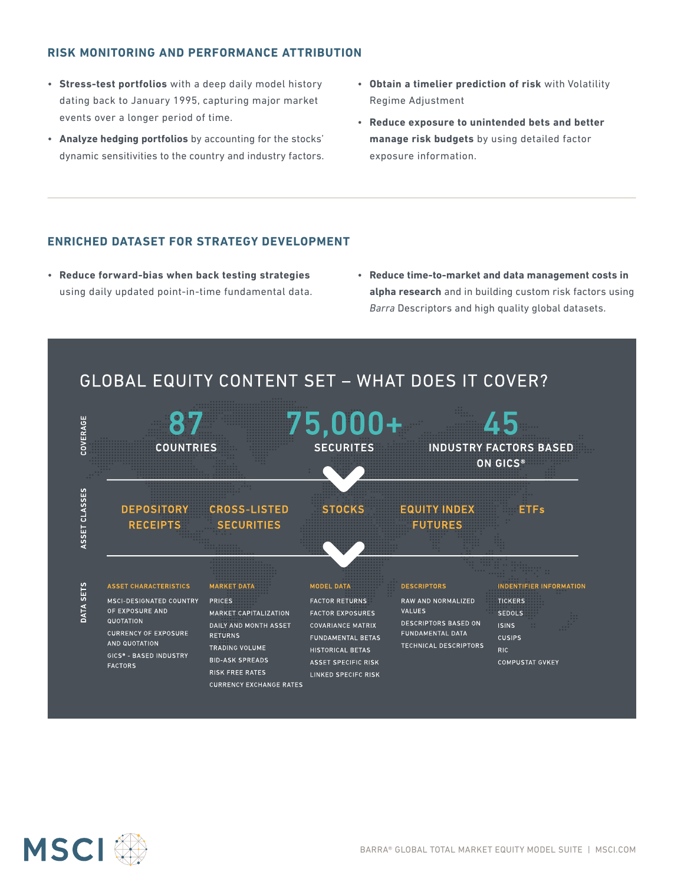## RISK MONITORING AND PERFORMANCE ATTRIBUTION

- **Stress-test portfolios** with a deep daily model history dating back to January 1995, capturing major market events over a longer period of time.
- **Analyze hedging portfolios** by accounting for the stocks' dynamic sensitivities to the country and industry factors.
- **Obtain a timelier prediction of risk** with Volatility Regime Adjustment
- **Reduce exposure to unintended bets and better manage risk budgets** by using detailed factor exposure information.

## ENRICHED DATASET FOR STRATEGY DEVELOPMENT

- **Reduce forward-bias when back testing strategies** using daily updated point-in-time fundamental data.
- **Reduce time-to-market and data management costs in alpha research** and in building custom risk factors using *Barra* Descriptors and high quality global datasets.

## GLOBAL EQUITY CONTENT SET – WHAT DOES IT COVER?

### COVERAGE

- **87** COUNTRIES
- **75,000+** SECURITES
- **45** INDUSTRY FACTORS BASED ON GICS®

### ASSET CLASSES

- DEPOSITORY RECEIPTS
- CROSS-LISTED SECURITIES
- STOCKS
- EQUITY INDEX FUTURES
- ETFs

### DATA SETS

**ASSET CHARACTERISTICS**
- MSCI-DESIGNATED COUNTRY OF EXPOSURE AND QUOTATION
- CURRENCY OF EXPOSURE AND QUOTATION
- GICS® - BASED INDUSTRY FACTORS

**MARKET DATA**
- PRICES
- MARKET CAPITALIZATION
- DAILY AND MONTH ASSET RETURNS
- TRADING VOLUME
- BID-ASK SPREADS
- RISK FREE RATES
- CURRENCY EXCHANGE RATES

**MODEL DATA**
- FACTOR RETURNS
- FACTOR EXPOSURES
- COVARIANCE MATRIX
- FUNDAMENTAL BETAS
- HISTORICAL BETAS
- ASSET SPECIFIC RISK
- LINKED SPECIFC RISK

**DESCRIPTORS**
- RAW AND NORMALIZED VALUES
- DESCRIPTORS BASED ON FUNDAMENTAL DATA
- TECHNICAL DESCRIPTORS

**INDENTIFIER INFORMATION**
- TICKERS
- SEDOLS
- ISINS
- CUSIPS
- RIC
- COMPUSTAT GVKEY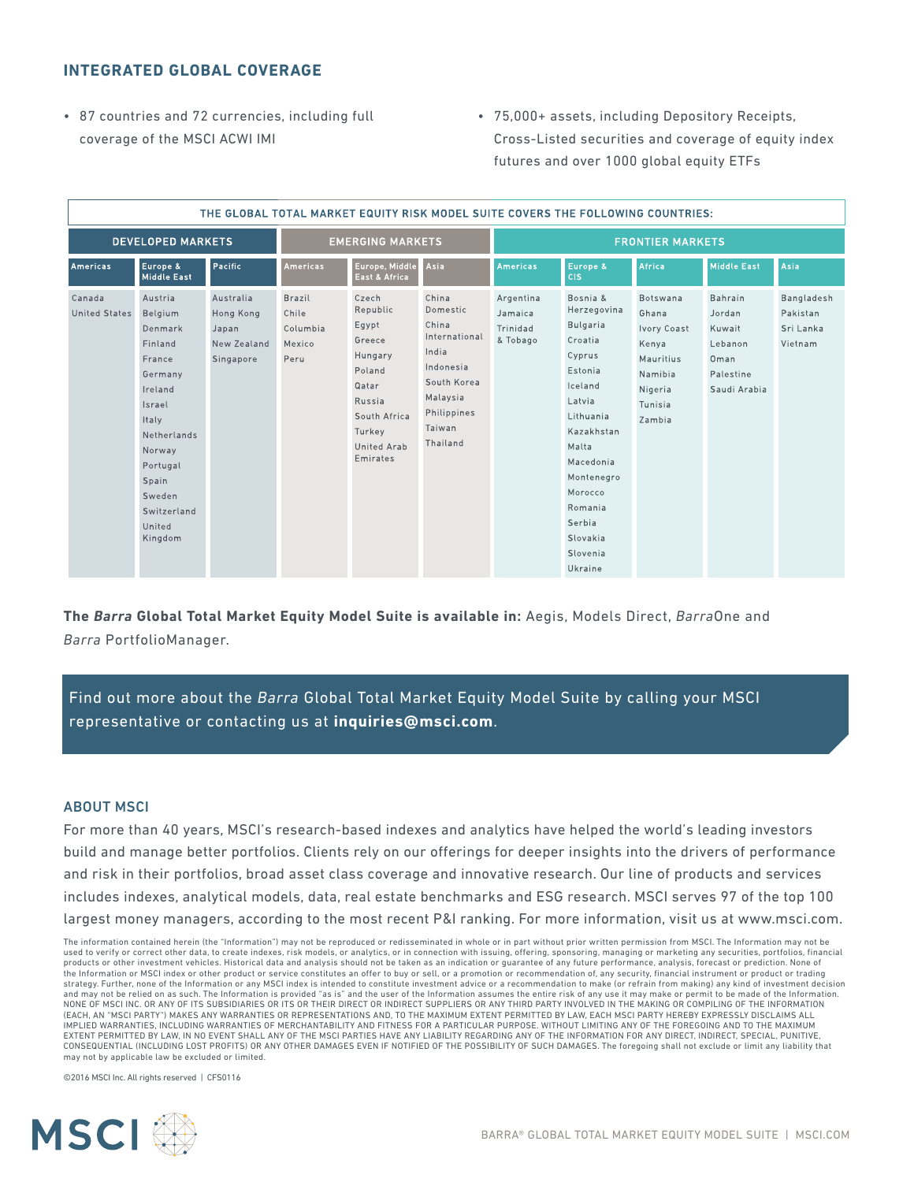## INTEGRATED GLOBAL COVERAGE

- 87 countries and 72 currencies, including full coverage of the MSCI ACWI IMI
- 75,000+ assets, including Depository Receipts, Cross-Listed securities and coverage of equity index futures and over 1000 global equity ETFs

**THE GLOBAL TOTAL MARKET EQUITY RISK MODEL SUITE COVERS THE FOLLOWING COUNTRIES:**

| DEVELOPED MARKETS | | | EMERGING MARKETS | | | FRONTIER MARKETS | | | | |
|---|---|---|---|---|---|---|---|---|---|---|
| Americas | Europe & Middle East | Pacific | Americas | Europe, Middle East & Africa | Asia | Americas | Europe & CIS | Africa | Middle East | Asia |
| Canada<br>United States | Austria<br>Belgium<br>Denmark<br>Finland<br>France<br>Germany<br>Ireland<br>Israel<br>Italy<br>Netherlands<br>Norway<br>Portugal<br>Spain<br>Sweden<br>Switzerland<br>United Kingdom | Australia<br>Hong Kong<br>Japan<br>New Zealand<br>Singapore | Brazil<br>Chile<br>Columbia<br>Mexico<br>Peru | Czech Republic<br>Egypt<br>Greece<br>Hungary<br>Poland<br>Qatar<br>Russia<br>South Africa<br>Turkey<br>United Arab Emirates | China Domestic<br>China International<br>India<br>Indonesia<br>South Korea<br>Malaysia<br>Philippines<br>Taiwan<br>Thailand | Argentina<br>Jamaica<br>Trinidad & Tobago | Bosnia & Herzegovina<br>Bulgaria<br>Croatia<br>Cyprus<br>Estonia<br>Iceland<br>Latvia<br>Lithuania<br>Kazakhstan<br>Malta<br>Macedonia<br>Montenegro<br>Morocco<br>Romania<br>Serbia<br>Slovakia<br>Slovenia<br>Ukraine | Botswana<br>Ghana<br>Ivory Coast<br>Kenya<br>Mauritius<br>Namibia<br>Nigeria<br>Tunisia<br>Zambia | Bahrain<br>Jordan<br>Kuwait<br>Lebanon<br>Oman<br>Palestine<br>Saudi Arabia | Bangladesh<br>Pakistan<br>Sri Lanka<br>Vietnam |

**The *Barra* Global Total Market Equity Model Suite is available in:** Aegis, Models Direct, *Barra*One and *Barra* PortfolioManager.

Find out more about the *Barra* Global Total Market Equity Model Suite by calling your MSCI representative or contacting us at **inquiries@msci.com**.

## ABOUT MSCI

For more than 40 years, MSCI's research-based indexes and analytics have helped the world's leading investors build and manage better portfolios. Clients rely on our offerings for deeper insights into the drivers of performance and risk in their portfolios, broad asset class coverage and innovative research. Our line of products and services includes indexes, analytical models, data, real estate benchmarks and ESG research. MSCI serves 97 of the top 100 largest money managers, according to the most recent P&I ranking. For more information, visit us at www.msci.com.

The information contained herein (the "Information") may not be reproduced or redisseminated in whole or in part without prior written permission from MSCI. The Information may not be used to verify or correct other data, to create indexes, risk models, or analytics, or in connection with issuing, offering, sponsoring, managing or marketing any securities, portfolios, financial products or other investment vehicles. Historical data and analysis should not be taken as an indication or guarantee of any future performance, analysis, forecast or prediction. None of the Information or MSCI index or other product or service constitutes an offer to buy or sell, or a promotion or recommendation of, any security, financial instrument or product or trading strategy. Further, none of the Information or any MSCI index is intended to constitute investment advice or a recommendation to make (or refrain from making) any kind of investment decision and may not be relied on as such. The Information is provided "as is" and the user of the Information assumes the entire risk of any use it may make or permit to be made of the Information. NONE OF MSCI INC. OR ANY OF ITS SUBSIDIARIES OR ITS OR THEIR DIRECT OR INDIRECT SUPPLIERS OR ANY THIRD PARTY INVOLVED IN THE MAKING OR COMPILING OF THE INFORMATION (EACH, AN "MSCI PARTY") MAKES ANY WARRANTIES OR REPRESENTATIONS AND, TO THE MAXIMUM EXTENT PERMITTED BY LAW, EACH MSCI PARTY HEREBY EXPRESSLY DISCLAIMS ALL IMPLIED WARRANTIES, INCLUDING WARRANTIES OF MERCHANTABILITY AND FITNESS FOR A PARTICULAR PURPOSE. WITHOUT LIMITING ANY OF THE FOREGOING AND TO THE MAXIMUM EXTENT PERMITTED BY LAW, IN NO EVENT SHALL ANY OF THE MSCI PARTIES HAVE ANY LIABILITY REGARDING ANY OF THE INFORMATION FOR ANY DIRECT, INDIRECT, SPECIAL, PUNITIVE, CONSEQUENTIAL (INCLUDING LOST PROFITS) OR ANY OTHER DAMAGES EVEN IF NOTIFIED OF THE POSSIBILITY OF SUCH DAMAGES. The foregoing shall not exclude or limit any liability that may not by applicable law be excluded or limited.

©2016 MSCI Inc. All rights reserved | CFS0116

MSCI